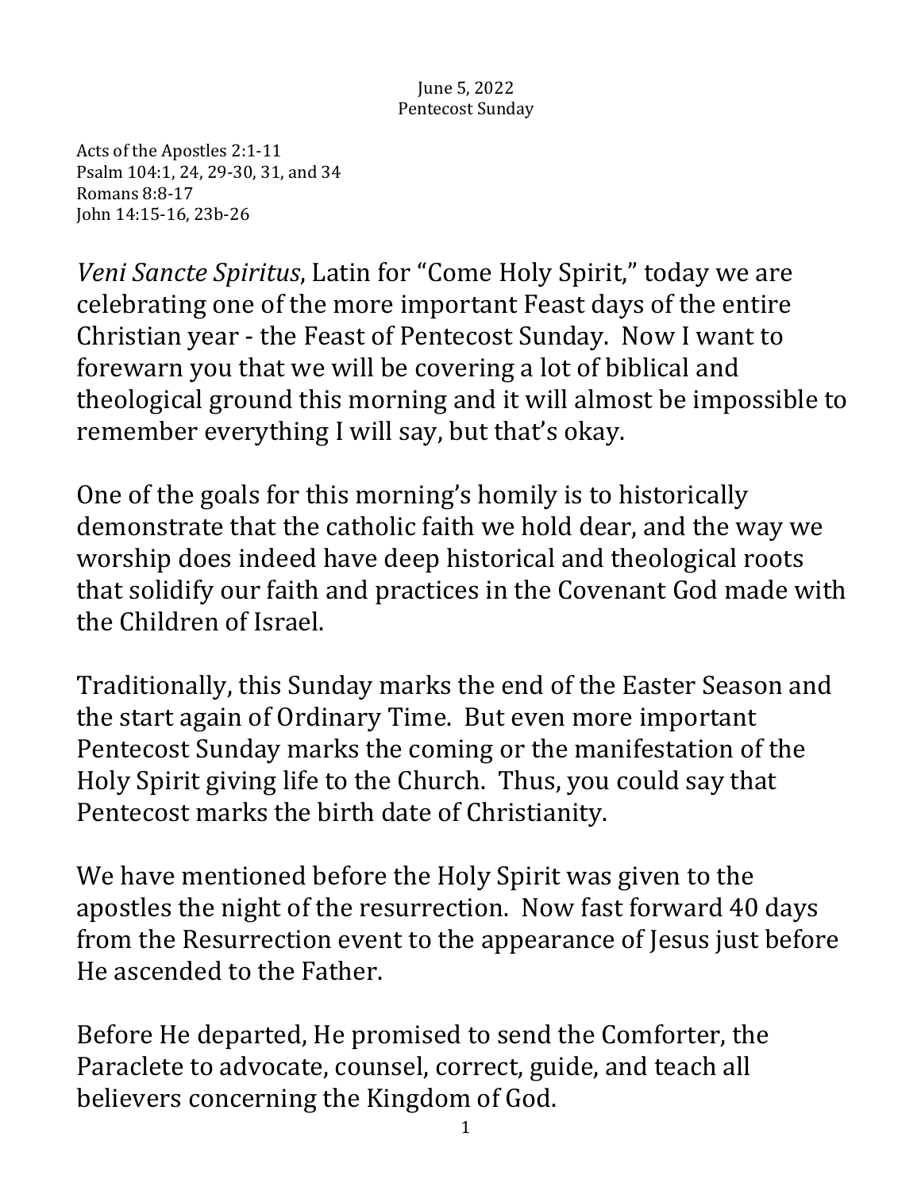June 5, 2022
Pentecost Sunday

Acts of the Apostles 2:1-11
Psalm 104:1, 24, 29-30, 31, and 34
Romans 8:8-17
John 14:15-16, 23b-26

*Veni Sancte Spiritus*, Latin for "Come Holy Spirit," today we are celebrating one of the more important Feast days of the entire Christian year - the Feast of Pentecost Sunday. Now I want to forewarn you that we will be covering a lot of biblical and theological ground this morning and it will almost be impossible to remember everything I will say, but that's okay.

One of the goals for this morning's homily is to historically demonstrate that the catholic faith we hold dear, and the way we worship does indeed have deep historical and theological roots that solidify our faith and practices in the Covenant God made with the Children of Israel.

Traditionally, this Sunday marks the end of the Easter Season and the start again of Ordinary Time. But even more important Pentecost Sunday marks the coming or the manifestation of the Holy Spirit giving life to the Church. Thus, you could say that Pentecost marks the birth date of Christianity.

We have mentioned before the Holy Spirit was given to the apostles the night of the resurrection. Now fast forward 40 days from the Resurrection event to the appearance of Jesus just before He ascended to the Father.

Before He departed, He promised to send the Comforter, the Paraclete to advocate, counsel, correct, guide, and teach all believers concerning the Kingdom of God.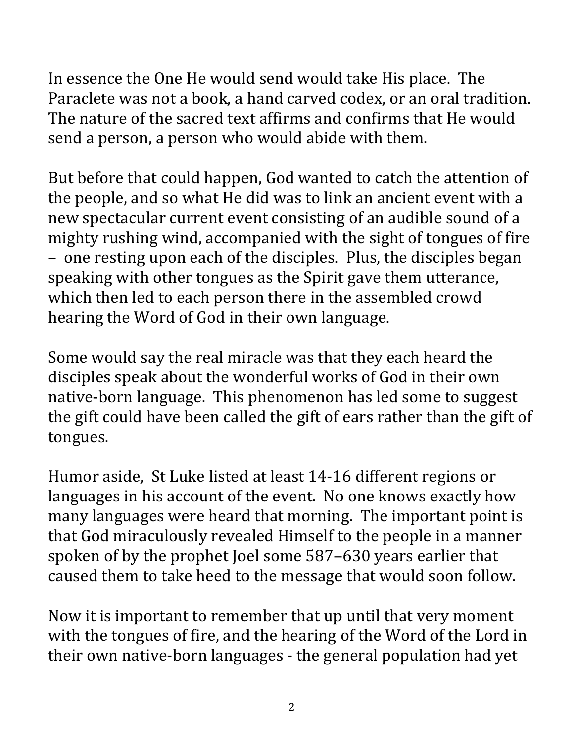In essence the One He would send would take His place. The Paraclete was not a book, a hand carved codex, or an oral tradition. The nature of the sacred text affirms and confirms that He would send a person, a person who would abide with them.

But before that could happen, God wanted to catch the attention of the people, and so what He did was to link an ancient event with a new spectacular current event consisting of an audible sound of a mighty rushing wind, accompanied with the sight of tongues of fire – one resting upon each of the disciples. Plus, the disciples began speaking with other tongues as the Spirit gave them utterance, which then led to each person there in the assembled crowd hearing the Word of God in their own language.

Some would say the real miracle was that they each heard the disciples speak about the wonderful works of God in their own native-born language. This phenomenon has led some to suggest the gift could have been called the gift of ears rather than the gift of tongues.

Humor aside, St Luke listed at least 14-16 different regions or languages in his account of the event. No one knows exactly how many languages were heard that morning. The important point is that God miraculously revealed Himself to the people in a manner spoken of by the prophet Joel some 587–630 years earlier that caused them to take heed to the message that would soon follow.

Now it is important to remember that up until that very moment with the tongues of fire, and the hearing of the Word of the Lord in their own native-born languages - the general population had yet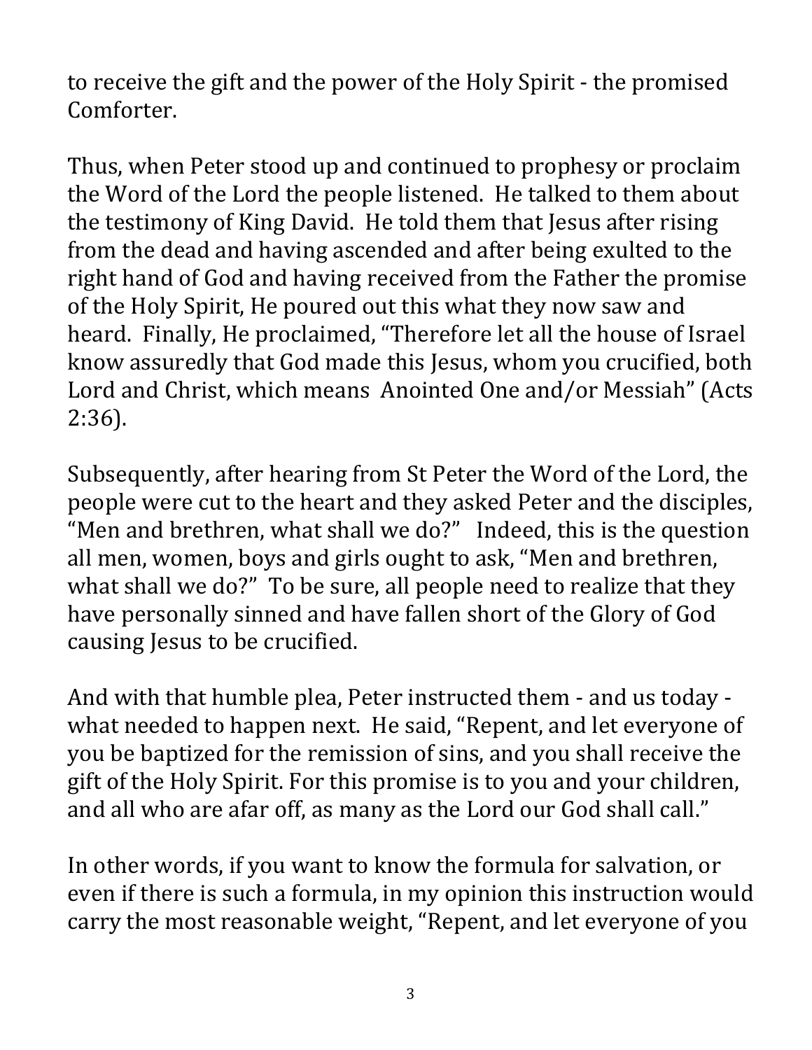to receive the gift and the power of the Holy Spirit - the promised Comforter.

Thus, when Peter stood up and continued to prophesy or proclaim the Word of the Lord the people listened. He talked to them about the testimony of King David. He told them that Jesus after rising from the dead and having ascended and after being exulted to the right hand of God and having received from the Father the promise of the Holy Spirit, He poured out this what they now saw and heard. Finally, He proclaimed, "Therefore let all the house of Israel know assuredly that God made this Jesus, whom you crucified, both Lord and Christ, which means Anointed One and/or Messiah" (Acts 2:36).

Subsequently, after hearing from St Peter the Word of the Lord, the people were cut to the heart and they asked Peter and the disciples, "Men and brethren, what shall we do?" Indeed, this is the question all men, women, boys and girls ought to ask, "Men and brethren, what shall we do?" To be sure, all people need to realize that they have personally sinned and have fallen short of the Glory of God causing Jesus to be crucified.

And with that humble plea, Peter instructed them - and us today - what needed to happen next. He said, "Repent, and let everyone of you be baptized for the remission of sins, and you shall receive the gift of the Holy Spirit. For this promise is to you and your children, and all who are afar off, as many as the Lord our God shall call."

In other words, if you want to know the formula for salvation, or even if there is such a formula, in my opinion this instruction would carry the most reasonable weight, "Repent, and let everyone of you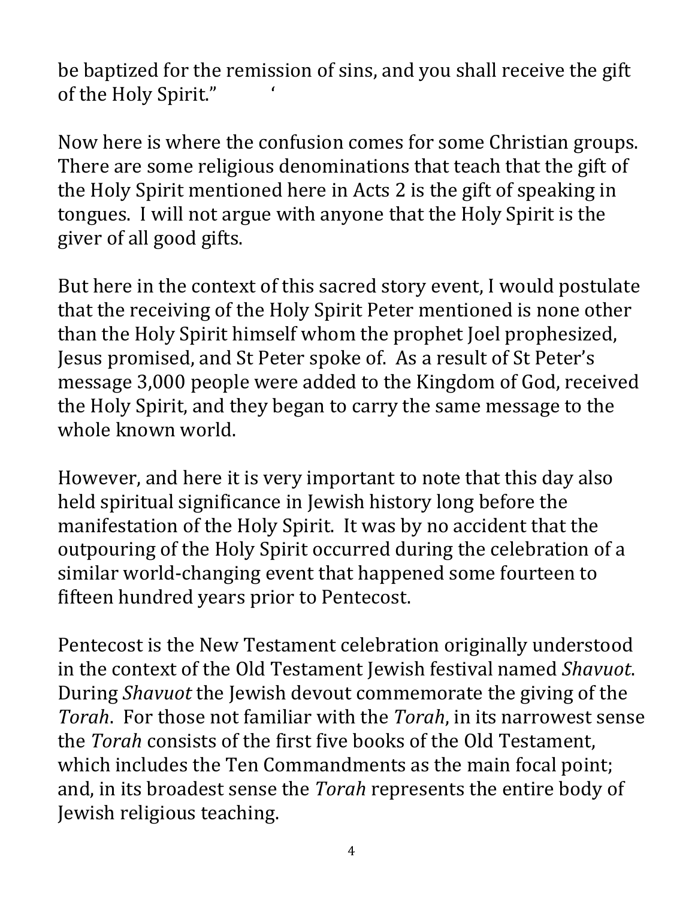be baptized for the remission of sins, and you shall receive the gift of the Holy Spirit." '

Now here is where the confusion comes for some Christian groups. There are some religious denominations that teach that the gift of the Holy Spirit mentioned here in Acts 2 is the gift of speaking in tongues. I will not argue with anyone that the Holy Spirit is the giver of all good gifts.

But here in the context of this sacred story event, I would postulate that the receiving of the Holy Spirit Peter mentioned is none other than the Holy Spirit himself whom the prophet Joel prophesized, Jesus promised, and St Peter spoke of. As a result of St Peter's message 3,000 people were added to the Kingdom of God, received the Holy Spirit, and they began to carry the same message to the whole known world.

However, and here it is very important to note that this day also held spiritual significance in Jewish history long before the manifestation of the Holy Spirit. It was by no accident that the outpouring of the Holy Spirit occurred during the celebration of a similar world-changing event that happened some fourteen to fifteen hundred years prior to Pentecost.

Pentecost is the New Testament celebration originally understood in the context of the Old Testament Jewish festival named *Shavuot*. During *Shavuot* the Jewish devout commemorate the giving of the *Torah*. For those not familiar with the *Torah*, in its narrowest sense the *Torah* consists of the first five books of the Old Testament, which includes the Ten Commandments as the main focal point; and, in its broadest sense the *Torah* represents the entire body of Jewish religious teaching.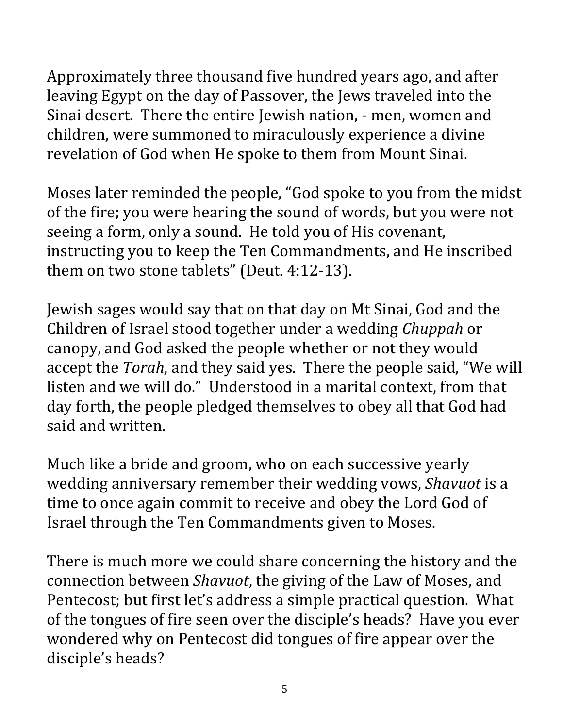Approximately three thousand five hundred years ago, and after leaving Egypt on the day of Passover, the Jews traveled into the Sinai desert. There the entire Jewish nation, - men, women and children, were summoned to miraculously experience a divine revelation of God when He spoke to them from Mount Sinai.

Moses later reminded the people, "God spoke to you from the midst of the fire; you were hearing the sound of words, but you were not seeing a form, only a sound. He told you of His covenant, instructing you to keep the Ten Commandments, and He inscribed them on two stone tablets" (Deut. 4:12-13).

Jewish sages would say that on that day on Mt Sinai, God and the Children of Israel stood together under a wedding *Chuppah* or canopy, and God asked the people whether or not they would accept the *Torah*, and they said yes. There the people said, "We will listen and we will do." Understood in a marital context, from that day forth, the people pledged themselves to obey all that God had said and written.

Much like a bride and groom, who on each successive yearly wedding anniversary remember their wedding vows, *Shavuot* is a time to once again commit to receive and obey the Lord God of Israel through the Ten Commandments given to Moses.

There is much more we could share concerning the history and the connection between *Shavuot*, the giving of the Law of Moses, and Pentecost; but first let's address a simple practical question. What of the tongues of fire seen over the disciple's heads? Have you ever wondered why on Pentecost did tongues of fire appear over the disciple's heads?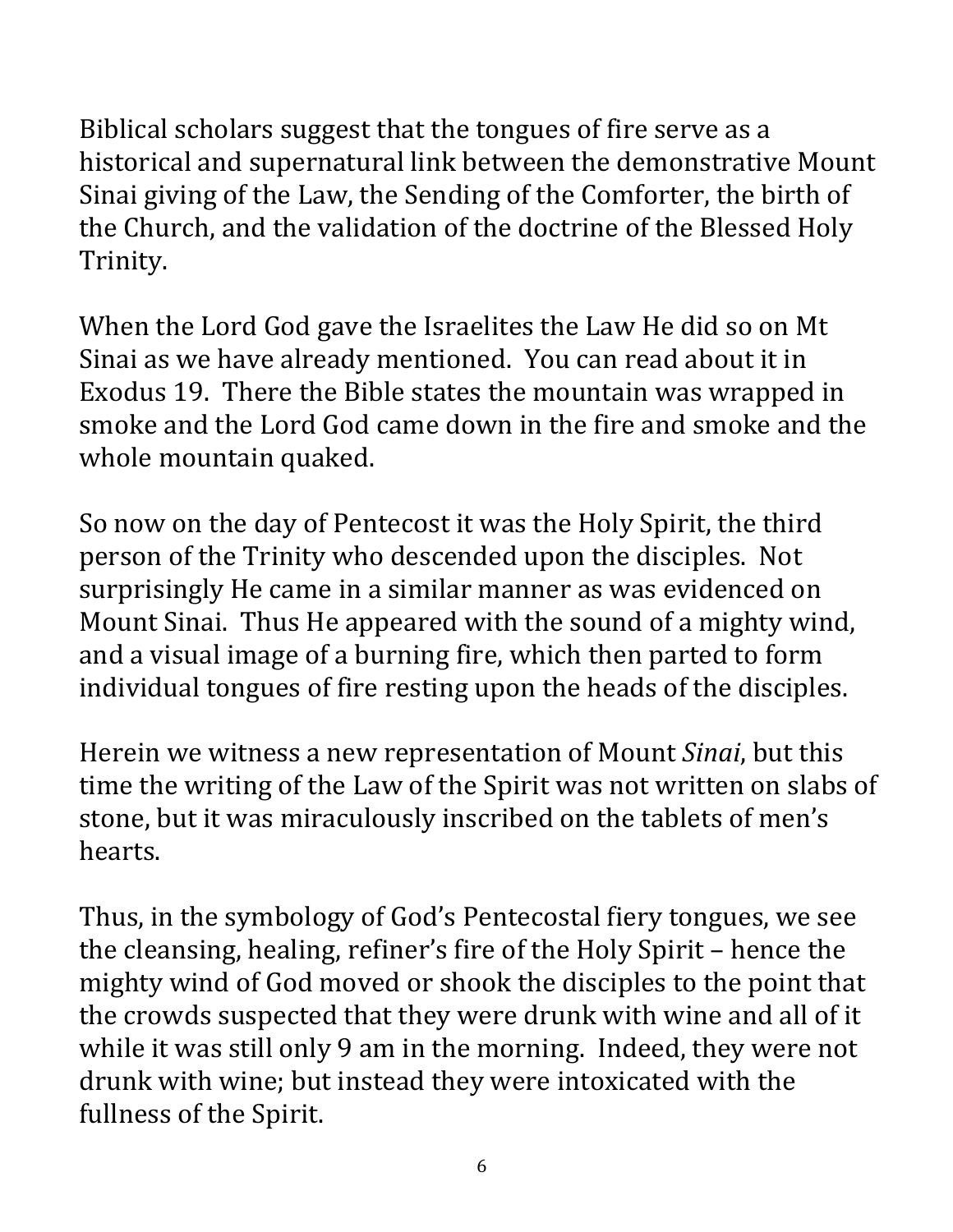Biblical scholars suggest that the tongues of fire serve as a historical and supernatural link between the demonstrative Mount Sinai giving of the Law, the Sending of the Comforter, the birth of the Church, and the validation of the doctrine of the Blessed Holy Trinity.

When the Lord God gave the Israelites the Law He did so on Mt Sinai as we have already mentioned. You can read about it in Exodus 19. There the Bible states the mountain was wrapped in smoke and the Lord God came down in the fire and smoke and the whole mountain quaked.

So now on the day of Pentecost it was the Holy Spirit, the third person of the Trinity who descended upon the disciples. Not surprisingly He came in a similar manner as was evidenced on Mount Sinai. Thus He appeared with the sound of a mighty wind, and a visual image of a burning fire, which then parted to form individual tongues of fire resting upon the heads of the disciples.

Herein we witness a new representation of Mount *Sinai*, but this time the writing of the Law of the Spirit was not written on slabs of stone, but it was miraculously inscribed on the tablets of men's hearts.

Thus, in the symbology of God's Pentecostal fiery tongues, we see the cleansing, healing, refiner's fire of the Holy Spirit – hence the mighty wind of God moved or shook the disciples to the point that the crowds suspected that they were drunk with wine and all of it while it was still only 9 am in the morning. Indeed, they were not drunk with wine; but instead they were intoxicated with the fullness of the Spirit.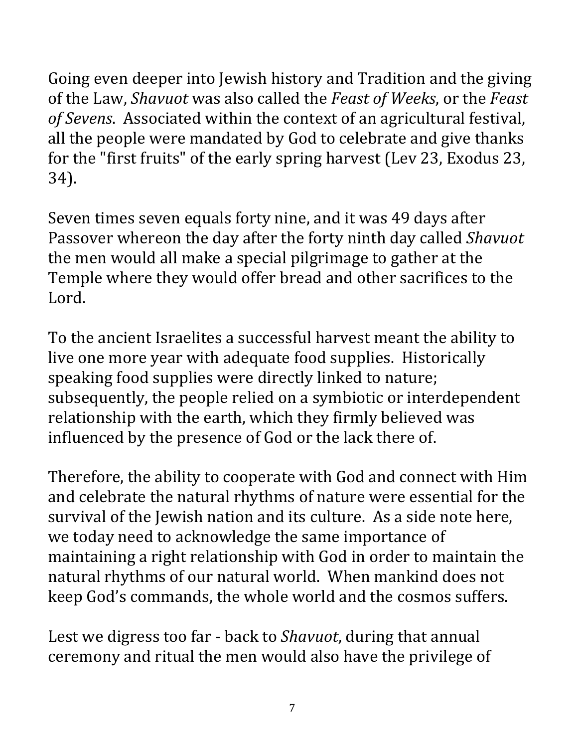Going even deeper into Jewish history and Tradition and the giving of the Law, *Shavuot* was also called the *Feast of Weeks*, or the *Feast of Sevens*. Associated within the context of an agricultural festival, all the people were mandated by God to celebrate and give thanks for the "first fruits" of the early spring harvest (Lev 23, Exodus 23, 34).

Seven times seven equals forty nine, and it was 49 days after Passover whereon the day after the forty ninth day called *Shavuot* the men would all make a special pilgrimage to gather at the Temple where they would offer bread and other sacrifices to the Lord.

To the ancient Israelites a successful harvest meant the ability to live one more year with adequate food supplies. Historically speaking food supplies were directly linked to nature; subsequently, the people relied on a symbiotic or interdependent relationship with the earth, which they firmly believed was influenced by the presence of God or the lack there of.

Therefore, the ability to cooperate with God and connect with Him and celebrate the natural rhythms of nature were essential for the survival of the Jewish nation and its culture. As a side note here, we today need to acknowledge the same importance of maintaining a right relationship with God in order to maintain the natural rhythms of our natural world. When mankind does not keep God's commands, the whole world and the cosmos suffers.

Lest we digress too far - back to *Shavuot*, during that annual ceremony and ritual the men would also have the privilege of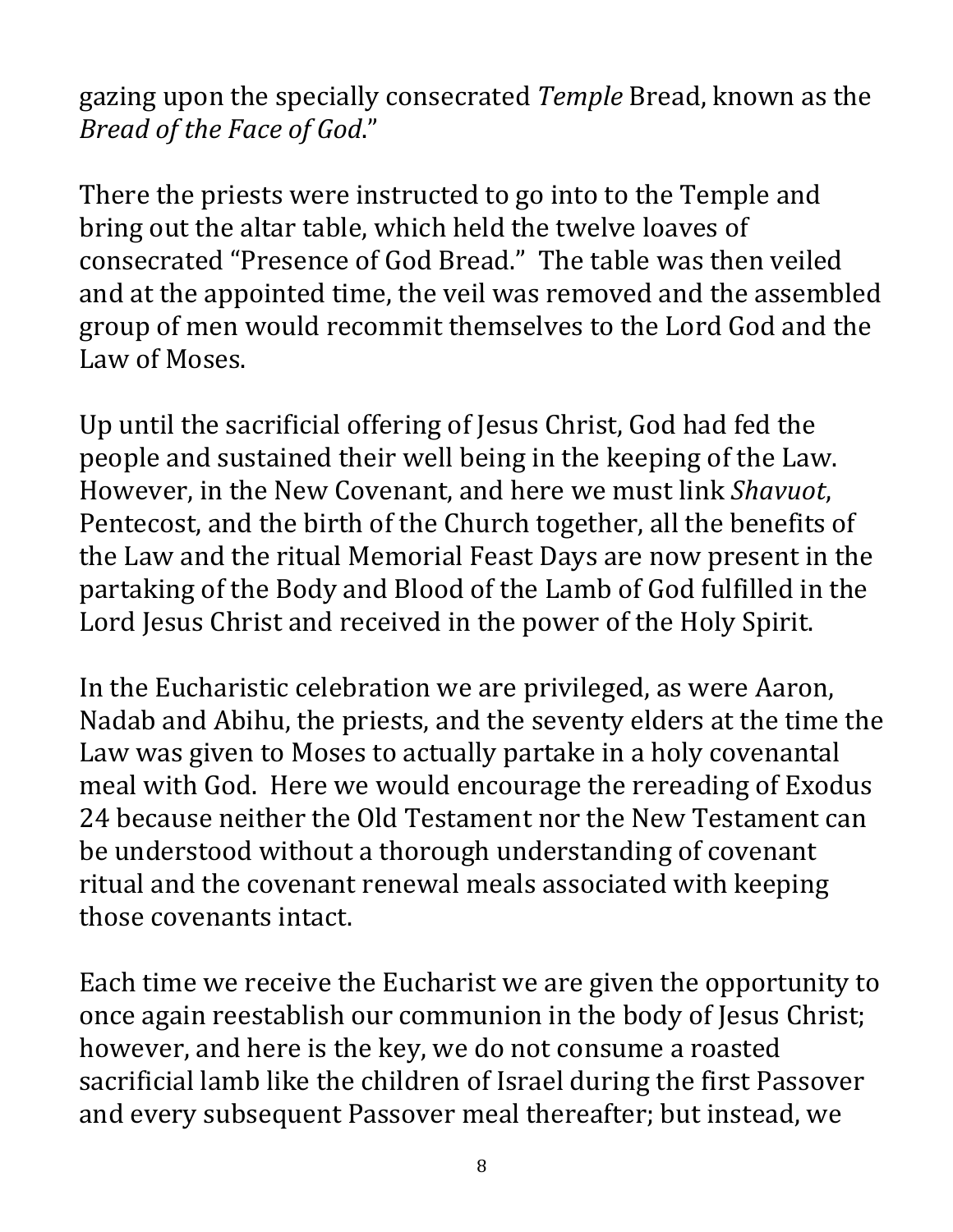gazing upon the specially consecrated *Temple* Bread, known as the *Bread of the Face of God*."

There the priests were instructed to go into to the Temple and bring out the altar table, which held the twelve loaves of consecrated "Presence of God Bread." The table was then veiled and at the appointed time, the veil was removed and the assembled group of men would recommit themselves to the Lord God and the Law of Moses.

Up until the sacrificial offering of Jesus Christ, God had fed the people and sustained their well being in the keeping of the Law. However, in the New Covenant, and here we must link *Shavuot*, Pentecost, and the birth of the Church together, all the benefits of the Law and the ritual Memorial Feast Days are now present in the partaking of the Body and Blood of the Lamb of God fulfilled in the Lord Jesus Christ and received in the power of the Holy Spirit.

In the Eucharistic celebration we are privileged, as were Aaron, Nadab and Abihu, the priests, and the seventy elders at the time the Law was given to Moses to actually partake in a holy covenantal meal with God. Here we would encourage the rereading of Exodus 24 because neither the Old Testament nor the New Testament can be understood without a thorough understanding of covenant ritual and the covenant renewal meals associated with keeping those covenants intact.

Each time we receive the Eucharist we are given the opportunity to once again reestablish our communion in the body of Jesus Christ; however, and here is the key, we do not consume a roasted sacrificial lamb like the children of Israel during the first Passover and every subsequent Passover meal thereafter; but instead, we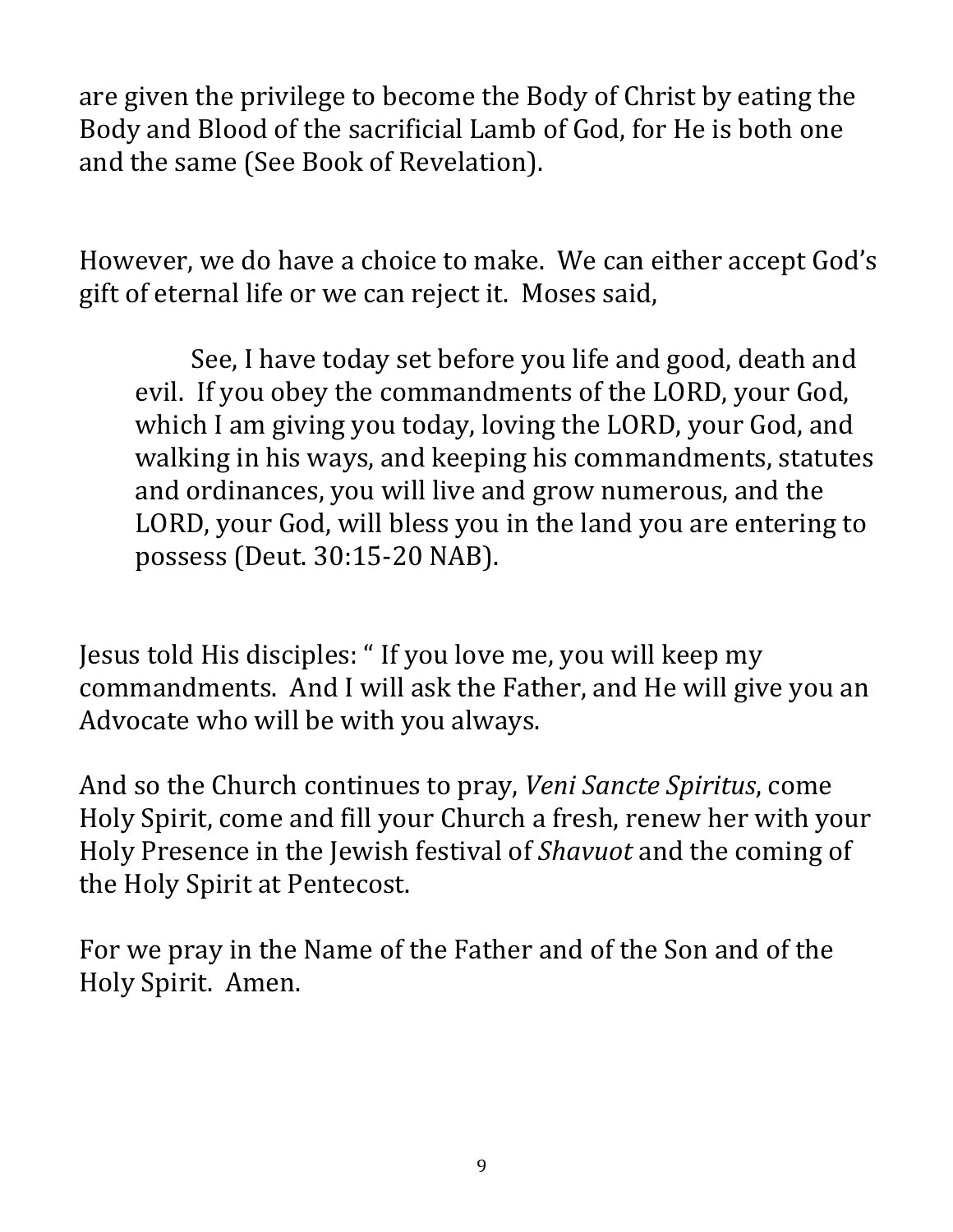are given the privilege to become the Body of Christ by eating the Body and Blood of the sacrificial Lamb of God, for He is both one and the same (See Book of Revelation).

However, we do have a choice to make. We can either accept God's gift of eternal life or we can reject it. Moses said,

> See, I have today set before you life and good, death and evil. If you obey the commandments of the LORD, your God, which I am giving you today, loving the LORD, your God, and walking in his ways, and keeping his commandments, statutes and ordinances, you will live and grow numerous, and the LORD, your God, will bless you in the land you are entering to possess (Deut. 30:15-20 NAB).

Jesus told His disciples: " If you love me, you will keep my commandments. And I will ask the Father, and He will give you an Advocate who will be with you always.

And so the Church continues to pray, *Veni Sancte Spiritus*, come Holy Spirit, come and fill your Church a fresh, renew her with your Holy Presence in the Jewish festival of *Shavuot* and the coming of the Holy Spirit at Pentecost.

For we pray in the Name of the Father and of the Son and of the Holy Spirit. Amen.